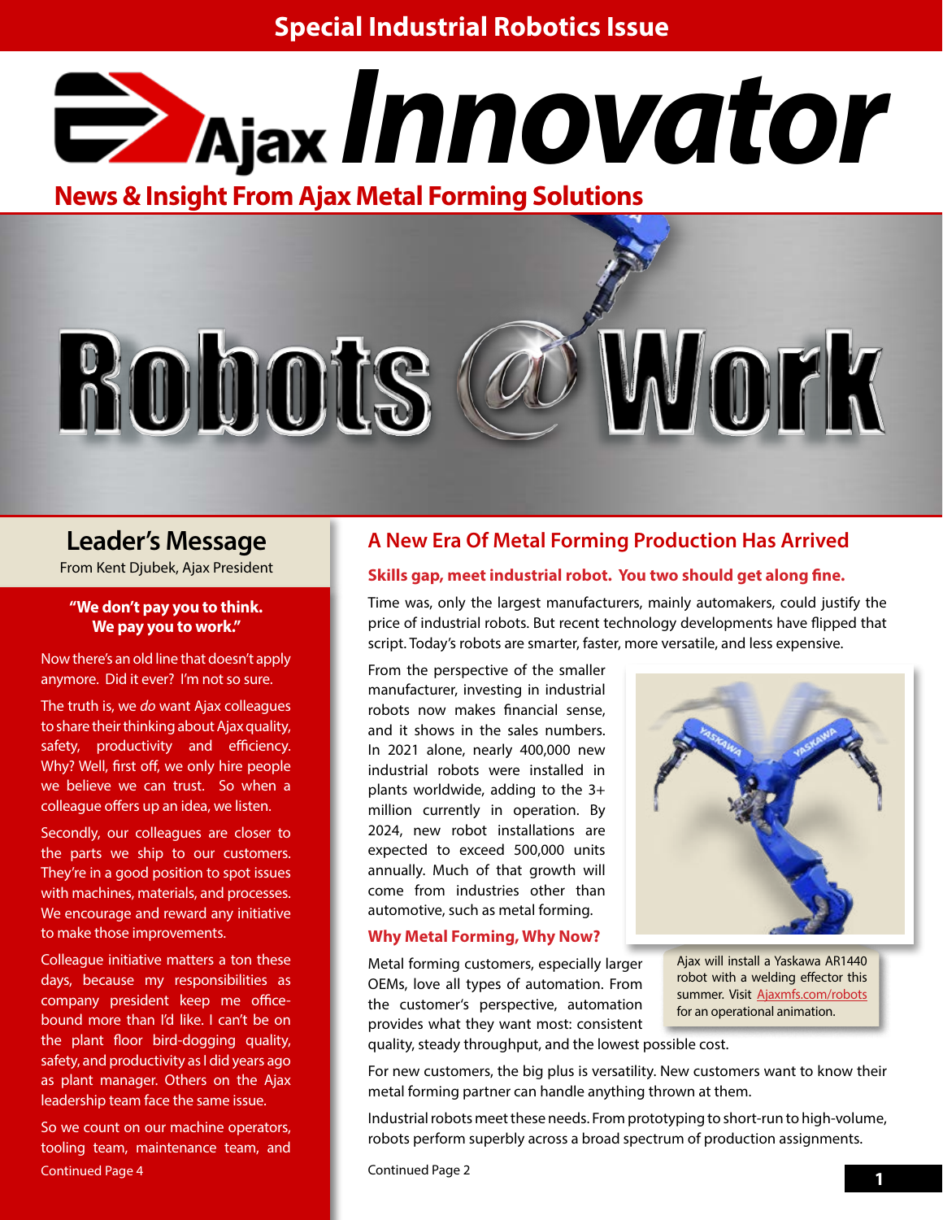Special Industrial Robotics Issue

# Ajax Innovator

**News & Insight From Ajax Metal Forming Solutions**

# Robots @ Work

## Leader's Message

From Kent Djubek, Ajax President

**"We don't pay you to think. We pay you to work."**

Now there's an old line that doesn't apply anymore. Did it ever? I'm not so sure.

The truth is, we *do* want Ajax colleagues to share their thinking about Ajax quality, safety, productivity and efficiency. Why? Well, first off, we only hire people we believe we can trust. So when a colleague offers up an idea, we listen.

Secondly, our colleagues are closer to the parts we ship to our customers. They're in a good position to spot issues with machines, materials, and processes. We encourage and reward any initiative to make those improvements.

Colleague initiative matters a ton these days, because my responsibilities as company president keep me office-bound more than I'd like. I can't be on the plant floor bird-dogging quality, safety, and productivity as I did years ago as plant manager. Others on the Ajax leadership team face the same issue.

So we count on our machine operators, tooling team, maintenance team, and

Continued Page 4

## A New Era Of Metal Forming Production Has Arrived

### Skills gap, meet industrial robot. You two should get along fine.

Time was, only the largest manufacturers, mainly automakers, could justify the price of industrial robots. But recent technology developments have flipped that script. Today's robots are smarter, faster, more versatile, and less expensive.

From the perspective of the smaller manufacturer, investing in industrial robots now makes financial sense, and it shows in the sales numbers. In 2021 alone, nearly 400,000 new industrial robots were installed in plants worldwide, adding to the 3+ million currently in operation. By 2024, new robot installations are expected to exceed 500,000 units annually. Much of that growth will come from industries other than automotive, such as metal forming.

Ajax will install a Yaskawa AR1440 robot with a welding effector this summer. Visit Ajaxmfs.com/robots for an operational animation.

### Why Metal Forming, Why Now?

Metal forming customers, especially larger OEMs, love all types of automation. From the customer's perspective, automation provides what they want most: consistent quality, steady throughput, and the lowest possible cost.

For new customers, the big plus is versatility. New customers want to know their metal forming partner can handle anything thrown at them.

Industrial robots meet these needs. From prototyping to short-run to high-volume, robots perform superbly across a broad spectrum of production assignments.

Continued Page 2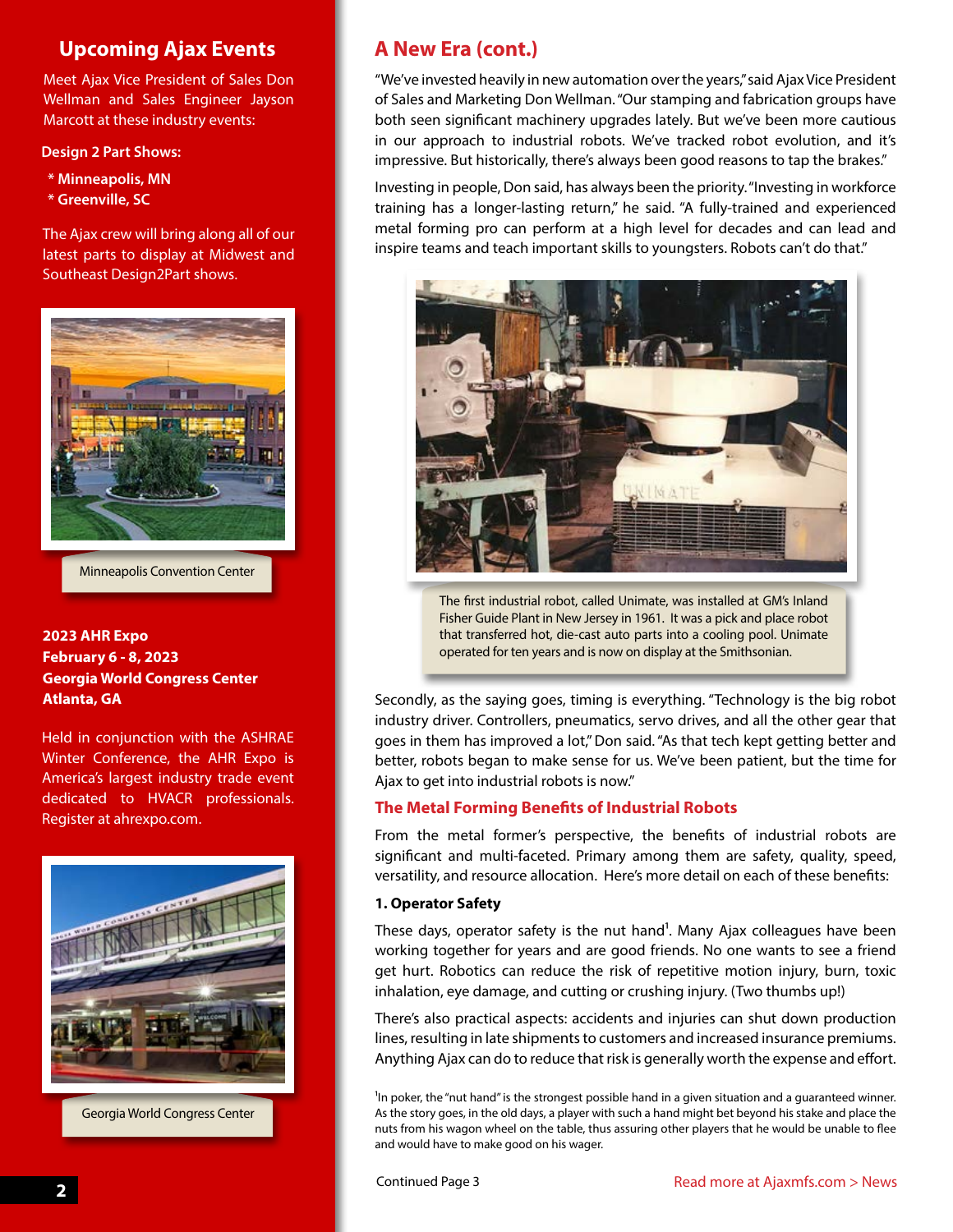## Upcoming Ajax Events

Meet Ajax Vice President of Sales Don Wellman and Sales Engineer Jayson Marcott at these industry events:

**Design 2 Part Shows:**

**\* Minneapolis, MN**
**\* Greenville, SC**

The Ajax crew will bring along all of our latest parts to display at Midwest and Southeast Design2Part shows.

Minneapolis Convention Center

**2023 AHR Expo**
**February 6 - 8, 2023**
**Georgia World Congress Center**
**Atlanta, GA**

Held in conjunction with the ASHRAE Winter Conference, the AHR Expo is America's largest industry trade event dedicated to HVACR professionals. Register at ahrexpo.com.

Georgia World Congress Center

## A New Era (cont.)

"We've invested heavily in new automation over the years," said Ajax Vice President of Sales and Marketing Don Wellman. "Our stamping and fabrication groups have both seen significant machinery upgrades lately. But we've been more cautious in our approach to industrial robots. We've tracked robot evolution, and it's impressive. But historically, there's always been good reasons to tap the brakes."

Investing in people, Don said, has always been the priority. "Investing in workforce training has a longer-lasting return," he said. "A fully-trained and experienced metal forming pro can perform at a high level for decades and can lead and inspire teams and teach important skills to youngsters. Robots can't do that."

The first industrial robot, called Unimate, was installed at GM's Inland Fisher Guide Plant in New Jersey in 1961. It was a pick and place robot that transferred hot, die-cast auto parts into a cooling pool. Unimate operated for ten years and is now on display at the Smithsonian.

Secondly, as the saying goes, timing is everything. "Technology is the big robot industry driver. Controllers, pneumatics, servo drives, and all the other gear that goes in them has improved a lot," Don said. "As that tech kept getting better and better, robots began to make sense for us. We've been patient, but the time for Ajax to get into industrial robots is now."

### The Metal Forming Benefits of Industrial Robots

From the metal former's perspective, the benefits of industrial robots are significant and multi-faceted. Primary among them are safety, quality, speed, versatility, and resource allocation. Here's more detail on each of these benefits:

**1. Operator Safety**

These days, operator safety is the nut hand[1]. Many Ajax colleagues have been working together for years and are good friends. No one wants to see a friend get hurt. Robotics can reduce the risk of repetitive motion injury, burn, toxic inhalation, eye damage, and cutting or crushing injury. (Two thumbs up!)

There's also practical aspects: accidents and injuries can shut down production lines, resulting in late shipments to customers and increased insurance premiums. Anything Ajax can do to reduce that risk is generally worth the expense and effort.

[1]In poker, the "nut hand" is the strongest possible hand in a given situation and a guaranteed winner. As the story goes, in the old days, a player with such a hand might bet beyond his stake and place the nuts from his wagon wheel on the table, thus assuring other players that he would be unable to flee and would have to make good on his wager.

Continued Page 3

Read more at Ajaxmfs.com > News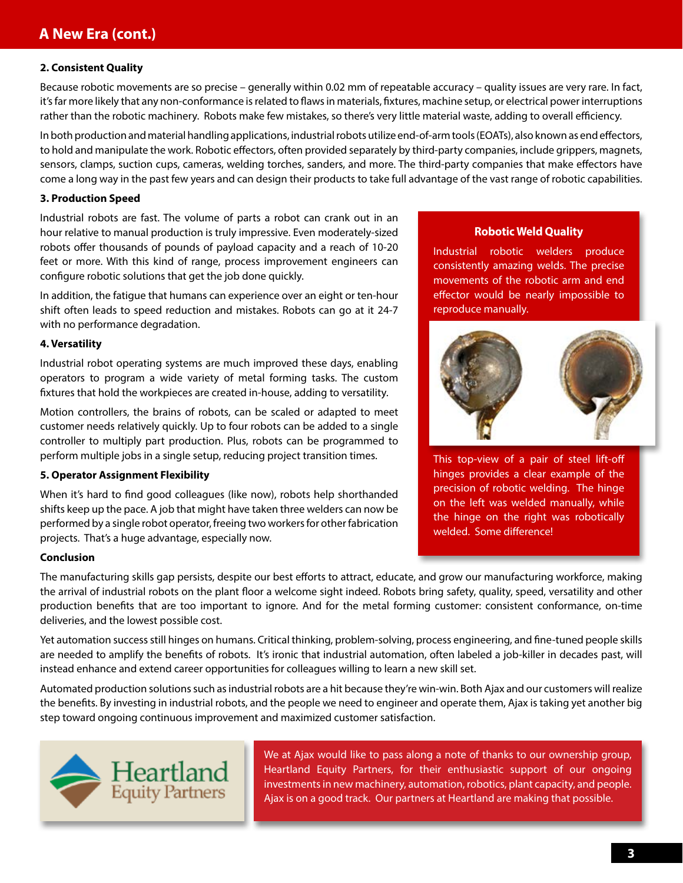## A New Era (cont.)

**2. Consistent Quality**

Because robotic movements are so precise – generally within 0.02 mm of repeatable accuracy – quality issues are very rare. In fact, it's far more likely that any non-conformance is related to flaws in materials, fixtures, machine setup, or electrical power interruptions rather than the robotic machinery. Robots make few mistakes, so there's very little material waste, adding to overall efficiency.

In both production and material handling applications, industrial robots utilize end-of-arm tools (EOATs), also known as end effectors, to hold and manipulate the work. Robotic effectors, often provided separately by third-party companies, include grippers, magnets, sensors, clamps, suction cups, cameras, welding torches, sanders, and more. The third-party companies that make effectors have come a long way in the past few years and can design their products to take full advantage of the vast range of robotic capabilities.

**3. Production Speed**

Industrial robots are fast. The volume of parts a robot can crank out in an hour relative to manual production is truly impressive. Even moderately-sized robots offer thousands of pounds of payload capacity and a reach of 10-20 feet or more. With this kind of range, process improvement engineers can configure robotic solutions that get the job done quickly.

In addition, the fatigue that humans can experience over an eight or ten-hour shift often leads to speed reduction and mistakes. Robots can go at it 24-7 with no performance degradation.

**4. Versatility**

Industrial robot operating systems are much improved these days, enabling operators to program a wide variety of metal forming tasks. The custom fixtures that hold the workpieces are created in-house, adding to versatility.

Motion controllers, the brains of robots, can be scaled or adapted to meet customer needs relatively quickly. Up to four robots can be added to a single controller to multiply part production. Plus, robots can be programmed to perform multiple jobs in a single setup, reducing project transition times.

**5. Operator Assignment Flexibility**

When it's hard to find good colleagues (like now), robots help shorthanded shifts keep up the pace. A job that might have taken three welders can now be performed by a single robot operator, freeing two workers for other fabrication projects. That's a huge advantage, especially now.

**Robotic Weld Quality**

Industrial robotic welders produce consistently amazing welds. The precise movements of the robotic arm and end effector would be nearly impossible to reproduce manually.

This top-view of a pair of steel lift-off hinges provides a clear example of the precision of robotic welding. The hinge on the left was welded manually, while the hinge on the right was robotically welded. Some difference!

**Conclusion**

The manufacturing skills gap persists, despite our best efforts to attract, educate, and grow our manufacturing workforce, making the arrival of industrial robots on the plant floor a welcome sight indeed. Robots bring safety, quality, speed, versatility and other production benefits that are too important to ignore. And for the metal forming customer: consistent conformance, on-time deliveries, and the lowest possible cost.

Yet automation success still hinges on humans. Critical thinking, problem-solving, process engineering, and fine-tuned people skills are needed to amplify the benefits of robots. It's ironic that industrial automation, often labeled a job-killer in decades past, will instead enhance and extend career opportunities for colleagues willing to learn a new skill set.

Automated production solutions such as industrial robots are a hit because they're win-win. Both Ajax and our customers will realize the benefits. By investing in industrial robots, and the people we need to engineer and operate them, Ajax is taking yet another big step toward ongoing continuous improvement and maximized customer satisfaction.

Heartland Equity Partners

We at Ajax would like to pass along a note of thanks to our ownership group, Heartland Equity Partners, for their enthusiastic support of our ongoing investments in new machinery, automation, robotics, plant capacity, and people. Ajax is on a good track. Our partners at Heartland are making that possible.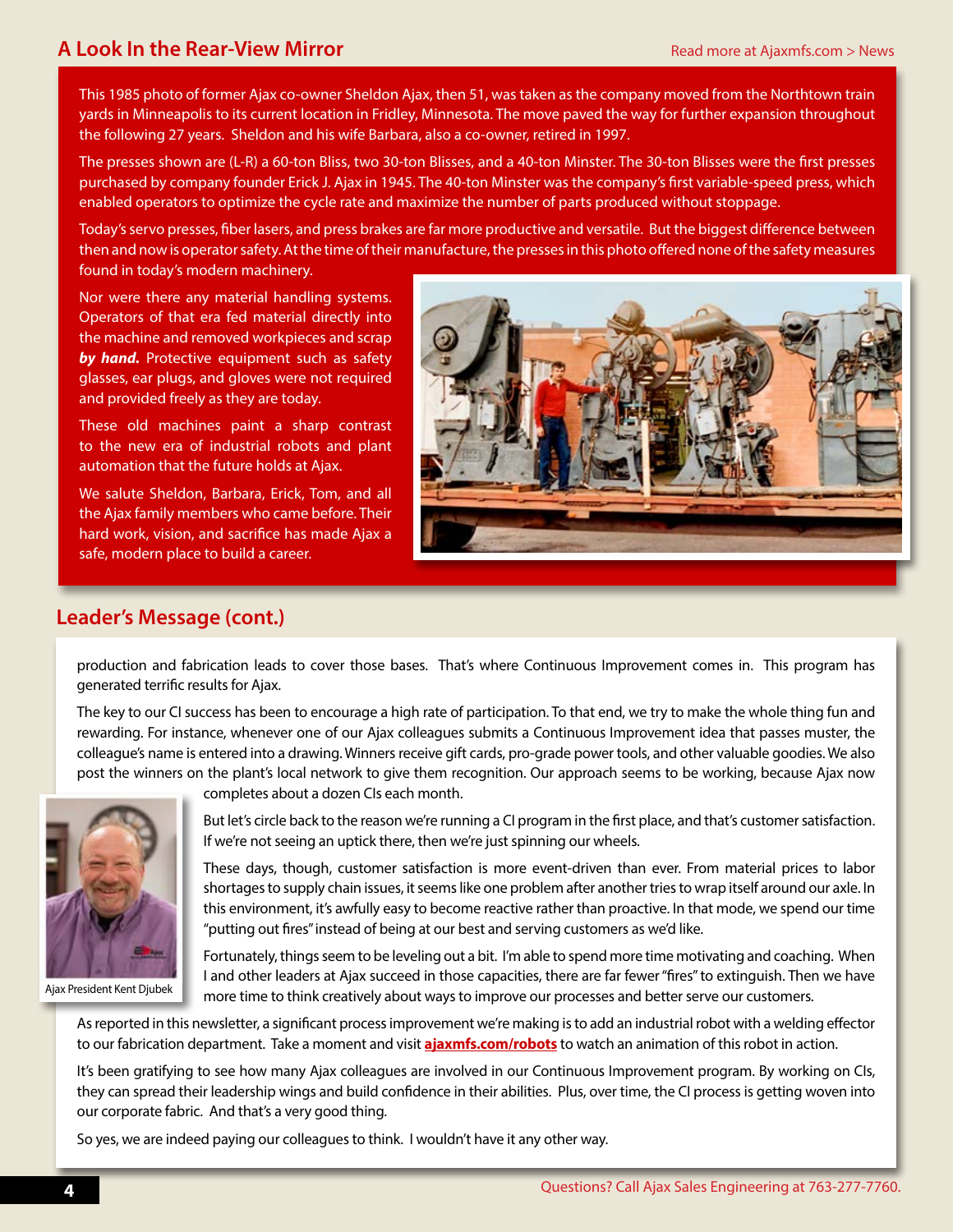## A Look In the Rear-View Mirror

Read more at Ajaxmfs.com > News

This 1985 photo of former Ajax co-owner Sheldon Ajax, then 51, was taken as the company moved from the Northtown train yards in Minneapolis to its current location in Fridley, Minnesota. The move paved the way for further expansion throughout the following 27 years. Sheldon and his wife Barbara, also a co-owner, retired in 1997.

The presses shown are (L-R) a 60-ton Bliss, two 30-ton Blisses, and a 40-ton Minster. The 30-ton Blisses were the first presses purchased by company founder Erick J. Ajax in 1945. The 40-ton Minster was the company's first variable-speed press, which enabled operators to optimize the cycle rate and maximize the number of parts produced without stoppage.

Today's servo presses, fiber lasers, and press brakes are far more productive and versatile. But the biggest difference between then and now is operator safety. At the time of their manufacture, the presses in this photo offered none of the safety measures found in today's modern machinery.

Nor were there any material handling systems. Operators of that era fed material directly into the machine and removed workpieces and scrap ***by hand.*** Protective equipment such as safety glasses, ear plugs, and gloves were not required and provided freely as they are today.

These old machines paint a sharp contrast to the new era of industrial robots and plant automation that the future holds at Ajax.

We salute Sheldon, Barbara, Erick, Tom, and all the Ajax family members who came before. Their hard work, vision, and sacrifice has made Ajax a safe, modern place to build a career.

## Leader's Message (cont.)

production and fabrication leads to cover those bases. That's where Continuous Improvement comes in. This program has generated terrific results for Ajax.

The key to our CI success has been to encourage a high rate of participation. To that end, we try to make the whole thing fun and rewarding. For instance, whenever one of our Ajax colleagues submits a Continuous Improvement idea that passes muster, the colleague's name is entered into a drawing. Winners receive gift cards, pro-grade power tools, and other valuable goodies. We also post the winners on the plant's local network to give them recognition. Our approach seems to be working, because Ajax now completes about a dozen CIs each month.

Ajax President Kent Djubek

But let's circle back to the reason we're running a CI program in the first place, and that's customer satisfaction. If we're not seeing an uptick there, then we're just spinning our wheels.

These days, though, customer satisfaction is more event-driven than ever. From material prices to labor shortages to supply chain issues, it seems like one problem after another tries to wrap itself around our axle. In this environment, it's awfully easy to become reactive rather than proactive. In that mode, we spend our time "putting out fires" instead of being at our best and serving customers as we'd like.

Fortunately, things seem to be leveling out a bit. I'm able to spend more time motivating and coaching. When I and other leaders at Ajax succeed in those capacities, there are far fewer "fires" to extinguish. Then we have more time to think creatively about ways to improve our processes and better serve our customers.

As reported in this newsletter, a significant process improvement we're making is to add an industrial robot with a welding effector to our fabrication department. Take a moment and visit **ajaxmfs.com/robots** to watch an animation of this robot in action.

It's been gratifying to see how many Ajax colleagues are involved in our Continuous Improvement program. By working on CIs, they can spread their leadership wings and build confidence in their abilities. Plus, over time, the CI process is getting woven into our corporate fabric. And that's a very good thing.

So yes, we are indeed paying our colleagues to think. I wouldn't have it any other way.

Questions? Call Ajax Sales Engineering at 763-277-7760.